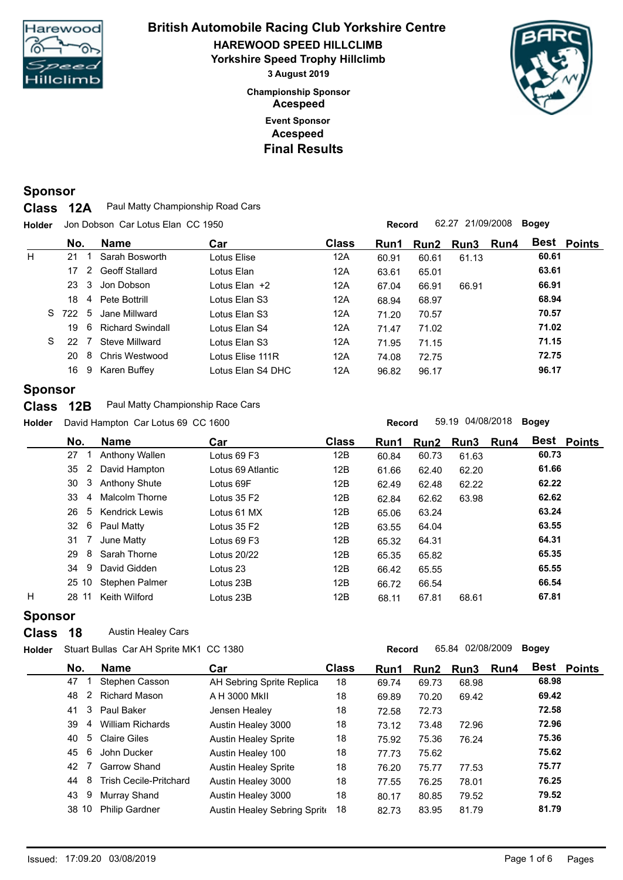# British Automobile Racing Club Yorkshire Centre

## HAREWOOD SPEED HILLCLIMB

## Yorkshire Speed Trophy Hillclimb

**3 August 2019**

**Championship Sponsor**
**Acespeed**

**Event Sponsor**
**Acespeed**

## Final Results

### Sponsor

### Class 12A — Paul Matty Championship Road Cars

**Holder** Jon Dobson Car Lotus Elan CC 1950 — **Record** 62.27 21/09/2008 **Bogey**

| | No. | | Name | Car | Class | Run1 | Run2 | Run3 | Run4 | Best | Points |
|---|---|---|---|---|---|---|---|---|---|---|---|
| H | 21 | 1 | Sarah Bosworth | Lotus Elise | 12A | 60.91 | 60.61 | 61.13 | | **60.61** | |
| | 17 | 2 | Geoff Stallard | Lotus Elan | 12A | 63.61 | 65.01 | | | **63.61** | |
| | 23 | 3 | Jon Dobson | Lotus Elan +2 | 12A | 67.04 | 66.91 | 66.91 | | **66.91** | |
| | 18 | 4 | Pete Bottrill | Lotus Elan S3 | 12A | 68.94 | 68.97 | | | **68.94** | |
| S | 722 | 5 | Jane Millward | Lotus Elan S3 | 12A | 71.20 | 70.57 | | | **70.57** | |
| | 19 | 6 | Richard Swindall | Lotus Elan S4 | 12A | 71.47 | 71.02 | | | **71.02** | |
| S | 22 | 7 | Steve Millward | Lotus Elan S3 | 12A | 71.95 | 71.15 | | | **71.15** | |
| | 20 | 8 | Chris Westwood | Lotus Elise 111R | 12A | 74.08 | 72.75 | | | **72.75** | |
| | 16 | 9 | Karen Buffey | Lotus Elan S4 DHC | 12A | 96.82 | 96.17 | | | **96.17** | |

### Sponsor

### Class 12B — Paul Matty Championship Race Cars

**Holder** David Hampton Car Lotus 69 CC 1600 — **Record** 59.19 04/08/2018 **Bogey**

| | No. | | Name | Car | Class | Run1 | Run2 | Run3 | Run4 | Best | Points |
|---|---|---|---|---|---|---|---|---|---|---|---|
| | 27 | 1 | Anthony Wallen | Lotus 69 F3 | 12B | 60.84 | 60.73 | 61.63 | | **60.73** | |
| | 35 | 2 | David Hampton | Lotus 69 Atlantic | 12B | 61.66 | 62.40 | 62.20 | | **61.66** | |
| | 30 | 3 | Anthony Shute | Lotus 69F | 12B | 62.49 | 62.48 | 62.22 | | **62.22** | |
| | 33 | 4 | Malcolm Thorne | Lotus 35 F2 | 12B | 62.84 | 62.62 | 63.98 | | **62.62** | |
| | 26 | 5 | Kendrick Lewis | Lotus 61 MX | 12B | 65.06 | 63.24 | | | **63.24** | |
| | 32 | 6 | Paul Matty | Lotus 35 F2 | 12B | 63.55 | 64.04 | | | **63.55** | |
| | 31 | 7 | June Matty | Lotus 69 F3 | 12B | 65.32 | 64.31 | | | **64.31** | |
| | 29 | 8 | Sarah Thorne | Lotus 20/22 | 12B | 65.35 | 65.82 | | | **65.35** | |
| | 34 | 9 | David Gidden | Lotus 23 | 12B | 66.42 | 65.55 | | | **65.55** | |
| | 25 | 10 | Stephen Palmer | Lotus 23B | 12B | 66.72 | 66.54 | | | **66.54** | |
| H | 28 | 11 | Keith Wilford | Lotus 23B | 12B | 68.11 | 67.81 | 68.61 | | **67.81** | |

### Sponsor

### Class 18 — Austin Healey Cars

**Holder** Stuart Bullas Car AH Sprite MK1 CC 1380 — **Record** 65.84 02/08/2009 **Bogey**

| | No. | | Name | Car | Class | Run1 | Run2 | Run3 | Run4 | Best | Points |
|---|---|---|---|---|---|---|---|---|---|---|---|
| | 47 | 1 | Stephen Casson | AH Sebring Sprite Replica | 18 | 69.74 | 69.73 | 68.98 | | **68.98** | |
| | 48 | 2 | Richard Mason | A H 3000 MkII | 18 | 69.89 | 70.20 | 69.42 | | **69.42** | |
| | 41 | 3 | Paul Baker | Jensen Healey | 18 | 72.58 | 72.73 | | | **72.58** | |
| | 39 | 4 | William Richards | Austin Healey 3000 | 18 | 73.12 | 73.48 | 72.96 | | **72.96** | |
| | 40 | 5 | Claire Giles | Austin Healey Sprite | 18 | 75.92 | 75.36 | 76.24 | | **75.36** | |
| | 45 | 6 | John Ducker | Austin Healey 100 | 18 | 77.73 | 75.62 | | | **75.62** | |
| | 42 | 7 | Garrow Shand | Austin Healey Sprite | 18 | 76.20 | 75.77 | 77.53 | | **75.77** | |
| | 44 | 8 | Trish Cecile-Pritchard | Austin Healey 3000 | 18 | 77.55 | 76.25 | 78.01 | | **76.25** | |
| | 43 | 9 | Murray Shand | Austin Healey 3000 | 18 | 80.17 | 80.85 | 79.52 | | **79.52** | |
| | 38 | 10 | Philip Gardner | Austin Healey Sebring Sprite | 18 | 82.73 | 83.95 | 81.79 | | **81.79** | |

Issued: 17:09.20 03/08/2019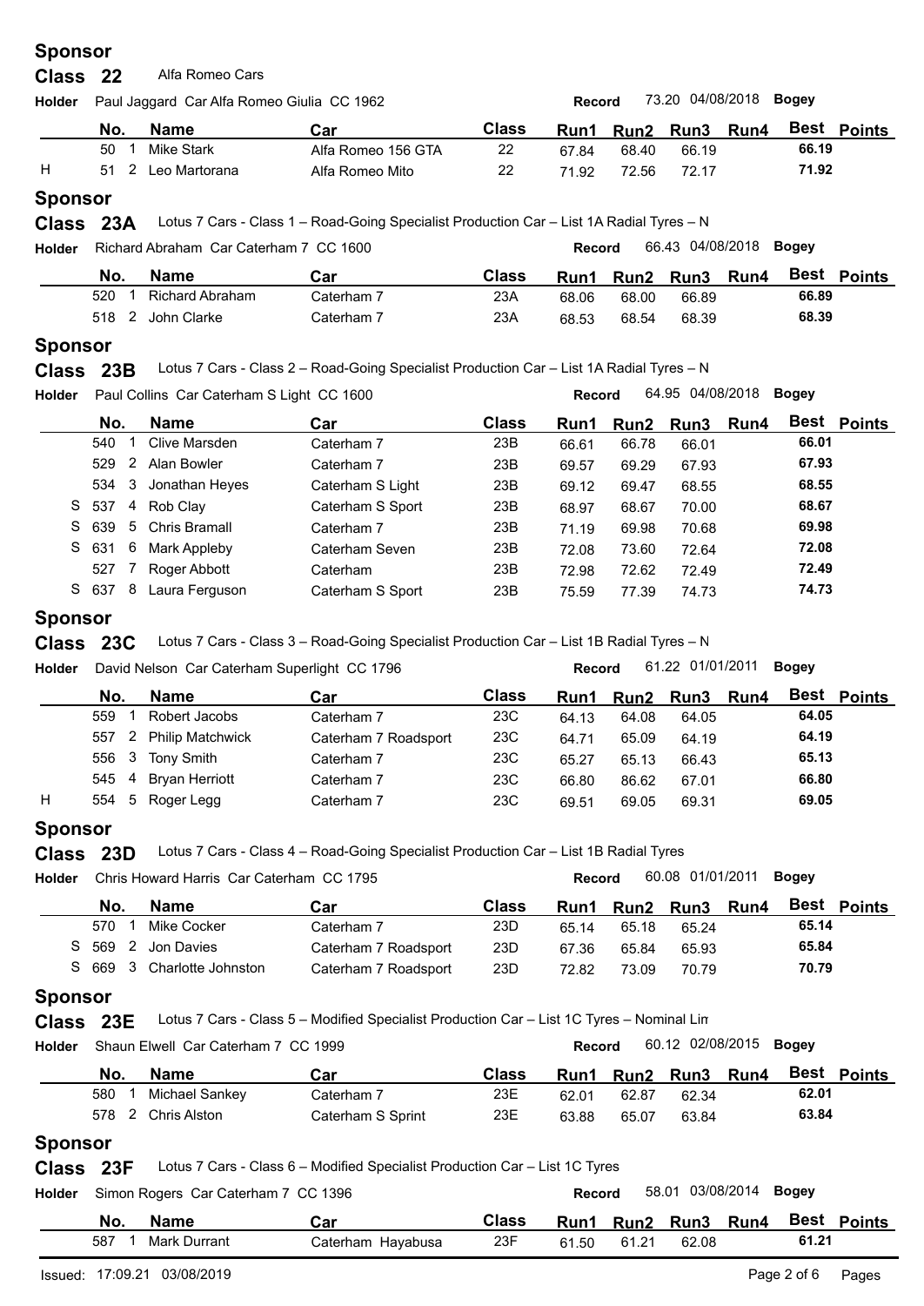**Sponsor**

## Class 22 Alfa Romeo Cars

**Holder** Paul Jaggard Car Alfa Romeo Giulia CC 1962 — **Record** 73.20 04/08/2018 **Bogey**

| | No. | | Name | Car | Class | Run1 | Run2 | Run3 | Run4 | Best | Points |
|---|---|---|---|---|---|---|---|---|---|---|---|
| | 50 | 1 | Mike Stark | Alfa Romeo 156 GTA | 22 | 67.84 | 68.40 | 66.19 | | 66.19 | |
| H | 51 | 2 | Leo Martorana | Alfa Romeo Mito | 22 | 71.92 | 72.56 | 72.17 | | 71.92 | |

**Sponsor**

## Class 23A Lotus 7 Cars - Class 1 – Road-Going Specialist Production Car – List 1A Radial Tyres – N

**Holder** Richard Abraham Car Caterham 7 CC 1600 — **Record** 66.43 04/08/2018 **Bogey**

| | No. | | Name | Car | Class | Run1 | Run2 | Run3 | Run4 | Best | Points |
|---|---|---|---|---|---|---|---|---|---|---|---|
| | 520 | 1 | Richard Abraham | Caterham 7 | 23A | 68.06 | 68.00 | 66.89 | | 66.89 | |
| | 518 | 2 | John Clarke | Caterham 7 | 23A | 68.53 | 68.54 | 68.39 | | 68.39 | |

**Sponsor**

## Class 23B Lotus 7 Cars - Class 2 – Road-Going Specialist Production Car – List 1A Radial Tyres – N

**Holder** Paul Collins Car Caterham S Light CC 1600 — **Record** 64.95 04/08/2018 **Bogey**

| | No. | | Name | Car | Class | Run1 | Run2 | Run3 | Run4 | Best | Points |
|---|---|---|---|---|---|---|---|---|---|---|---|
| | 540 | 1 | Clive Marsden | Caterham 7 | 23B | 66.61 | 66.78 | 66.01 | | 66.01 | |
| | 529 | 2 | Alan Bowler | Caterham 7 | 23B | 69.57 | 69.29 | 67.93 | | 67.93 | |
| | 534 | 3 | Jonathan Heyes | Caterham S Light | 23B | 69.12 | 69.47 | 68.55 | | 68.55 | |
| S | 537 | 4 | Rob Clay | Caterham S Sport | 23B | 68.97 | 68.67 | 70.00 | | 68.67 | |
| S | 639 | 5 | Chris Bramall | Caterham 7 | 23B | 71.19 | 69.98 | 70.68 | | 69.98 | |
| S | 631 | 6 | Mark Appleby | Caterham Seven | 23B | 72.08 | 73.60 | 72.64 | | 72.08 | |
| | 527 | 7 | Roger Abbott | Caterham | 23B | 72.98 | 72.62 | 72.49 | | 72.49 | |
| S | 637 | 8 | Laura Ferguson | Caterham S Sport | 23B | 75.59 | 77.39 | 74.73 | | 74.73 | |

**Sponsor**

## Class 23C Lotus 7 Cars - Class 3 – Road-Going Specialist Production Car – List 1B Radial Tyres – N

**Holder** David Nelson Car Caterham Superlight CC 1796 — **Record** 61.22 01/01/2011 **Bogey**

| | No. | | Name | Car | Class | Run1 | Run2 | Run3 | Run4 | Best | Points |
|---|---|---|---|---|---|---|---|---|---|---|---|
| | 559 | 1 | Robert Jacobs | Caterham 7 | 23C | 64.13 | 64.08 | 64.05 | | 64.05 | |
| | 557 | 2 | Philip Matchwick | Caterham 7 Roadsport | 23C | 64.71 | 65.09 | 64.19 | | 64.19 | |
| | 556 | 3 | Tony Smith | Caterham 7 | 23C | 65.27 | 65.13 | 66.43 | | 65.13 | |
| | 545 | 4 | Bryan Herriott | Caterham 7 | 23C | 66.80 | 86.62 | 67.01 | | 66.80 | |
| H | 554 | 5 | Roger Legg | Caterham 7 | 23C | 69.51 | 69.05 | 69.31 | | 69.05 | |

**Sponsor**

## Class 23D Lotus 7 Cars - Class 4 – Road-Going Specialist Production Car – List 1B Radial Tyres

**Holder** Chris Howard Harris Car Caterham CC 1795 — **Record** 60.08 01/01/2011 **Bogey**

| | No. | | Name | Car | Class | Run1 | Run2 | Run3 | Run4 | Best | Points |
|---|---|---|---|---|---|---|---|---|---|---|---|
| | 570 | 1 | Mike Cocker | Caterham 7 | 23D | 65.14 | 65.18 | 65.24 | | 65.14 | |
| S | 569 | 2 | Jon Davies | Caterham 7 Roadsport | 23D | 67.36 | 65.84 | 65.93 | | 65.84 | |
| S | 669 | 3 | Charlotte Johnston | Caterham 7 Roadsport | 23D | 72.82 | 73.09 | 70.79 | | 70.79 | |

**Sponsor**

## Class 23E Lotus 7 Cars - Class 5 – Modified Specialist Production Car – List 1C Tyres – Nominal Lin

**Holder** Shaun Elwell Car Caterham 7 CC 1999 — **Record** 60.12 02/08/2015 **Bogey**

| | No. | | Name | Car | Class | Run1 | Run2 | Run3 | Run4 | Best | Points |
|---|---|---|---|---|---|---|---|---|---|---|---|
| | 580 | 1 | Michael Sankey | Caterham 7 | 23E | 62.01 | 62.87 | 62.34 | | 62.01 | |
| | 578 | 2 | Chris Alston | Caterham S Sprint | 23E | 63.88 | 65.07 | 63.84 | | 63.84 | |

**Sponsor**

## Class 23F Lotus 7 Cars - Class 6 – Modified Specialist Production Car – List 1C Tyres

**Holder** Simon Rogers Car Caterham 7 CC 1396 — **Record** 58.01 03/08/2014 **Bogey**

| | No. | | Name | Car | Class | Run1 | Run2 | Run3 | Run4 | Best | Points |
|---|---|---|---|---|---|---|---|---|---|---|---|
| | 587 | 1 | Mark Durrant | Caterham Hayabusa | 23F | 61.50 | 61.21 | 62.08 | | 61.21 | |

Issued: 17:09.21 03/08/2019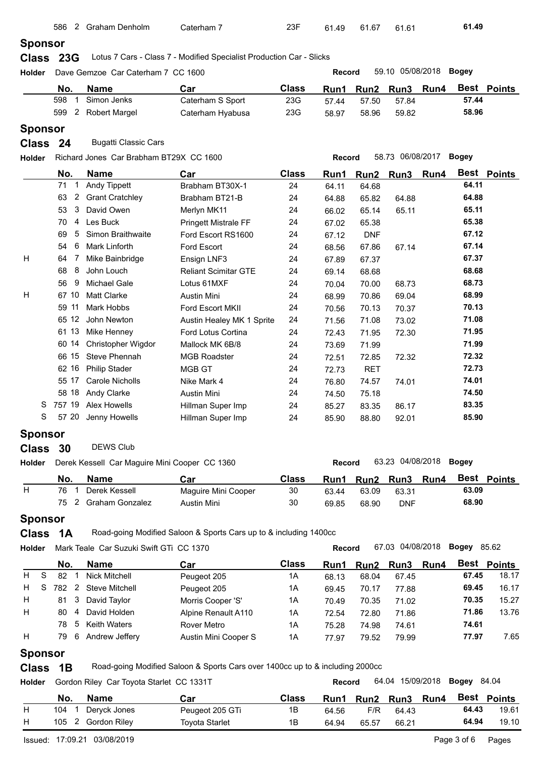| | No. | | Name | Car | Class | Run1 | Run2 | Run3 | Run4 | Best | Points |
|---|---|---|---|---|---|---|---|---|---|---|---|
| | 586 | 2 | Graham Denholm | Caterham 7 | 23F | 61.49 | 61.67 | 61.61 | | 61.49 | |

**Sponsor**

**Class 23G** Lotus 7 Cars - Class 7 - Modified Specialist Production Car - Slicks

**Holder** Dave Gemzoe Car Caterham 7 CC 1600 **Record** 59.10 05/08/2018 **Bogey**

| | No. | | Name | Car | Class | Run1 | Run2 | Run3 | Run4 | Best | Points |
|---|---|---|---|---|---|---|---|---|---|---|---|
| | 598 | 1 | Simon Jenks | Caterham S Sport | 23G | 57.44 | 57.50 | 57.84 | | 57.44 | |
| | 599 | 2 | Robert Margel | Caterham Hyabusa | 23G | 58.97 | 58.96 | 59.82 | | 58.96 | |

**Sponsor**

**Class 24** Bugatti Classic Cars

**Holder** Richard Jones Car Brabham BT29X CC 1600 **Record** 58.73 06/08/2017 **Bogey**

| | No. | | Name | Car | Class | Run1 | Run2 | Run3 | Run4 | Best | Points |
|---|---|---|---|---|---|---|---|---|---|---|---|
| | 71 | 1 | Andy Tippett | Brabham BT30X-1 | 24 | 64.11 | 64.68 | | | 64.11 | |
| | 63 | 2 | Grant Cratchley | Brabham BT21-B | 24 | 64.88 | 65.82 | 64.88 | | 64.88 | |
| | 53 | 3 | David Owen | Merlyn MK11 | 24 | 66.02 | 65.14 | 65.11 | | 65.11 | |
| | 70 | 4 | Les Buck | Pringett Mistrale FF | 24 | 67.02 | 65.38 | | | 65.38 | |
| | 69 | 5 | Simon Braithwaite | Ford Escort RS1600 | 24 | 67.12 | DNF | | | 67.12 | |
| | 54 | 6 | Mark Linforth | Ford Escort | 24 | 68.56 | 67.86 | 67.14 | | 67.14 | |
| H | 64 | 7 | Mike Bainbridge | Ensign LNF3 | 24 | 67.89 | 67.37 | | | 67.37 | |
| | 68 | 8 | John Louch | Reliant Scimitar GTE | 24 | 69.14 | 68.68 | | | 68.68 | |
| | 56 | 9 | Michael Gale | Lotus 61MXF | 24 | 70.04 | 70.00 | 68.73 | | 68.73 | |
| H | 67 | 10 | Matt Clarke | Austin Mini | 24 | 68.99 | 70.86 | 69.04 | | 68.99 | |
| | 59 | 11 | Mark Hobbs | Ford Escort MKII | 24 | 70.56 | 70.13 | 70.37 | | 70.13 | |
| | 65 | 12 | John Newton | Austin Healey MK 1 Sprite | 24 | 71.56 | 71.08 | 73.02 | | 71.08 | |
| | 61 | 13 | Mike Henney | Ford Lotus Cortina | 24 | 72.43 | 71.95 | 72.30 | | 71.95 | |
| | 60 | 14 | Christopher Wigdor | Mallock MK 6B/8 | 24 | 73.69 | 71.99 | | | 71.99 | |
| | 66 | 15 | Steve Phennah | MGB Roadster | 24 | 72.51 | 72.85 | 72.32 | | 72.32 | |
| | 62 | 16 | Philip Stader | MGB GT | 24 | 72.73 | RET | | | 72.73 | |
| | 55 | 17 | Carole Nicholls | Nike Mark 4 | 24 | 76.80 | 74.57 | 74.01 | | 74.01 | |
| | 58 | 18 | Andy Clarke | Austin Mini | 24 | 74.50 | 75.18 | | | 74.50 | |
| S | 757 | 19 | Alex Howells | Hillman Super Imp | 24 | 85.27 | 83.35 | 86.17 | | 83.35 | |
| S | 57 | 20 | Jenny Howells | Hillman Super Imp | 24 | 85.90 | 88.80 | 92.01 | | 85.90 | |

**Sponsor**

**Class 30** DEWS Club

**Holder** Derek Kessell Car Maguire Mini Cooper CC 1360 **Record** 63.23 04/08/2018 **Bogey**

| | No. | | Name | Car | Class | Run1 | Run2 | Run3 | Run4 | Best | Points |
|---|---|---|---|---|---|---|---|---|---|---|---|
| H | 76 | 1 | Derek Kessell | Maguire Mini Cooper | 30 | 63.44 | 63.09 | 63.31 | | 63.09 | |
| | 75 | 2 | Graham Gonzalez | Austin Mini | 30 | 69.85 | 68.90 | DNF | | 68.90 | |

**Sponsor**

**Class 1A** Road-going Modified Saloon & Sports Cars up to & including 1400cc

**Holder** Mark Teale Car Suzuki Swift GTi CC 1370 **Record** 67.03 04/08/2018 **Bogey** 85.62

| | No. | | Name | Car | Class | Run1 | Run2 | Run3 | Run4 | Best | Points |
|---|---|---|---|---|---|---|---|---|---|---|---|
| H S | 82 | 1 | Nick Mitchell | Peugeot 205 | 1A | 68.13 | 68.04 | 67.45 | | 67.45 | 18.17 |
| H S | 782 | 2 | Steve Mitchell | Peugeot 205 | 1A | 69.45 | 70.17 | 77.88 | | 69.45 | 16.17 |
| H | 81 | 3 | David Taylor | Morris Cooper 'S' | 1A | 70.49 | 70.35 | 71.02 | | 70.35 | 15.27 |
| H | 80 | 4 | David Holden | Alpine Renault A110 | 1A | 72.54 | 72.80 | 71.86 | | 71.86 | 13.76 |
| | 78 | 5 | Keith Waters | Rover Metro | 1A | 75.28 | 74.98 | 74.61 | | 74.61 | |
| H | 79 | 6 | Andrew Jeffery | Austin Mini Cooper S | 1A | 77.97 | 79.52 | 79.99 | | 77.97 | 7.65 |

**Sponsor**

**Class 1B** Road-going Modified Saloon & Sports Cars over 1400cc up to & including 2000cc

**Holder** Gordon Riley Car Toyota Starlet CC 1331T **Record** 64.04 15/09/2018 **Bogey** 84.04

| | No. | | Name | Car | Class | Run1 | Run2 | Run3 | Run4 | Best | Points |
|---|---|---|---|---|---|---|---|---|---|---|---|
| H | 104 | 1 | Deryck Jones | Peugeot 205 GTi | 1B | 64.56 | F/R | 64.43 | | 64.43 | 19.61 |
| H | 105 | 2 | Gordon Riley | Toyota Starlet | 1B | 64.94 | 65.57 | 66.21 | | 64.94 | 19.10 |

Issued: 17:09.21 03/08/2019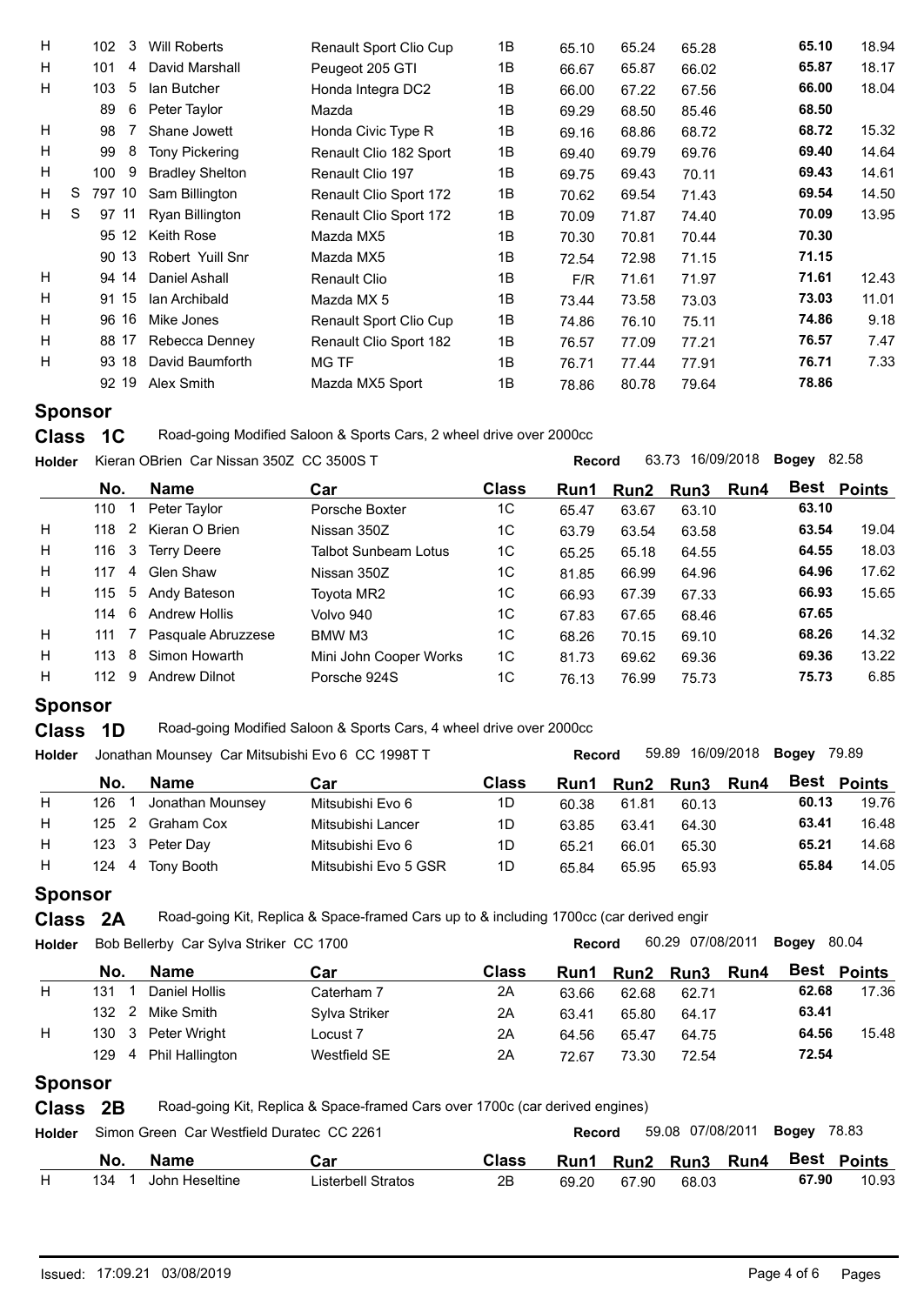| | | No. | | Name | Car | Class | Run1 | Run2 | Run3 | Run4 | Best | Points |
|---|---|---|---|---|---|---|---|---|---|---|---|---|
| H | | 102 | 3 | Will Roberts | Renault Sport Clio Cup | 1B | 65.10 | 65.24 | 65.28 | | 65.10 | 18.94 |
| H | | 101 | 4 | David Marshall | Peugeot 205 GTI | 1B | 66.67 | 65.87 | 66.02 | | 65.87 | 18.17 |
| H | | 103 | 5 | Ian Butcher | Honda Integra DC2 | 1B | 66.00 | 67.22 | 67.56 | | 66.00 | 18.04 |
| | | 89 | 6 | Peter Taylor | Mazda | 1B | 69.29 | 68.50 | 85.46 | | 68.50 | |
| H | | 98 | 7 | Shane Jowett | Honda Civic Type R | 1B | 69.16 | 68.86 | 68.72 | | 68.72 | 15.32 |
| H | | 99 | 8 | Tony Pickering | Renault Clio 182 Sport | 1B | 69.40 | 69.79 | 69.76 | | 69.40 | 14.64 |
| H | | 100 | 9 | Bradley Shelton | Renault Clio 197 | 1B | 69.75 | 69.43 | 70.11 | | 69.43 | 14.61 |
| H | S | 797 | 10 | Sam Billington | Renault Clio Sport 172 | 1B | 70.62 | 69.54 | 71.43 | | 69.54 | 14.50 |
| H | S | 97 | 11 | Ryan Billington | Renault Clio Sport 172 | 1B | 70.09 | 71.87 | 74.40 | | 70.09 | 13.95 |
| | | 95 | 12 | Keith Rose | Mazda MX5 | 1B | 70.30 | 70.81 | 70.44 | | 70.30 | |
| | | 90 | 13 | Robert Yuill Snr | Mazda MX5 | 1B | 72.54 | 72.98 | 71.15 | | 71.15 | |
| H | | 94 | 14 | Daniel Ashall | Renault Clio | 1B | F/R | 71.61 | 71.97 | | 71.61 | 12.43 |
| H | | 91 | 15 | Ian Archibald | Mazda MX 5 | 1B | 73.44 | 73.58 | 73.03 | | 73.03 | 11.01 |
| H | | 96 | 16 | Mike Jones | Renault Sport Clio Cup | 1B | 74.86 | 76.10 | 75.11 | | 74.86 | 9.18 |
| H | | 88 | 17 | Rebecca Denney | Renault Clio Sport 182 | 1B | 76.57 | 77.09 | 77.21 | | 76.57 | 7.47 |
| H | | 93 | 18 | David Baumforth | MG TF | 1B | 76.71 | 77.44 | 77.91 | | 76.71 | 7.33 |
| | | 92 | 19 | Alex Smith | Mazda MX5 Sport | 1B | 78.86 | 80.78 | 79.64 | | 78.86 | |

**Sponsor**

## Class 1C
Road-going Modified Saloon & Sports Cars, 2 wheel drive over 2000cc

**Holder** Kieran OBrien Car Nissan 350Z CC 3500S T — **Record** 63.73 16/09/2018 **Bogey** 82.58

| | No. | | Name | Car | Class | Run1 | Run2 | Run3 | Run4 | Best | Points |
|---|---|---|---|---|---|---|---|---|---|---|---|
| | 110 | 1 | Peter Taylor | Porsche Boxter | 1C | 65.47 | 63.67 | 63.10 | | 63.10 | |
| H | 118 | 2 | Kieran O Brien | Nissan 350Z | 1C | 63.79 | 63.54 | 63.58 | | 63.54 | 19.04 |
| H | 116 | 3 | Terry Deere | Talbot Sunbeam Lotus | 1C | 65.25 | 65.18 | 64.55 | | 64.55 | 18.03 |
| H | 117 | 4 | Glen Shaw | Nissan 350Z | 1C | 81.85 | 66.99 | 64.96 | | 64.96 | 17.62 |
| H | 115 | 5 | Andy Bateson | Toyota MR2 | 1C | 66.93 | 67.39 | 67.33 | | 66.93 | 15.65 |
| | 114 | 6 | Andrew Hollis | Volvo 940 | 1C | 67.83 | 67.65 | 68.46 | | 67.65 | |
| H | 111 | 7 | Pasquale Abruzzese | BMW M3 | 1C | 68.26 | 70.15 | 69.10 | | 68.26 | 14.32 |
| H | 113 | 8 | Simon Howarth | Mini John Cooper Works | 1C | 81.73 | 69.62 | 69.36 | | 69.36 | 13.22 |
| H | 112 | 9 | Andrew Dilnot | Porsche 924S | 1C | 76.13 | 76.99 | 75.73 | | 75.73 | 6.85 |

**Sponsor**

## Class 1D
Road-going Modified Saloon & Sports Cars, 4 wheel drive over 2000cc

**Holder** Jonathan Mounsey Car Mitsubishi Evo 6 CC 1998T T — **Record** 59.89 16/09/2018 **Bogey** 79.89

| | No. | | Name | Car | Class | Run1 | Run2 | Run3 | Run4 | Best | Points |
|---|---|---|---|---|---|---|---|---|---|---|---|
| H | 126 | 1 | Jonathan Mounsey | Mitsubishi Evo 6 | 1D | 60.38 | 61.81 | 60.13 | | 60.13 | 19.76 |
| H | 125 | 2 | Graham Cox | Mitsubishi Lancer | 1D | 63.85 | 63.41 | 64.30 | | 63.41 | 16.48 |
| H | 123 | 3 | Peter Day | Mitsubishi Evo 6 | 1D | 65.21 | 66.01 | 65.30 | | 65.21 | 14.68 |
| H | 124 | 4 | Tony Booth | Mitsubishi Evo 5 GSR | 1D | 65.84 | 65.95 | 65.93 | | 65.84 | 14.05 |

**Sponsor**

## Class 2A
Road-going Kit, Replica & Space-framed Cars up to & including 1700cc (car derived engir

**Holder** Bob Bellerby Car Sylva Striker CC 1700 — **Record** 60.29 07/08/2011 **Bogey** 80.04

| | No. | | Name | Car | Class | Run1 | Run2 | Run3 | Run4 | Best | Points |
|---|---|---|---|---|---|---|---|---|---|---|---|
| H | 131 | 1 | Daniel Hollis | Caterham 7 | 2A | 63.66 | 62.68 | 62.71 | | 62.68 | 17.36 |
| | 132 | 2 | Mike Smith | Sylva Striker | 2A | 63.41 | 65.80 | 64.17 | | 63.41 | |
| H | 130 | 3 | Peter Wright | Locust 7 | 2A | 64.56 | 65.47 | 64.75 | | 64.56 | 15.48 |
| | 129 | 4 | Phil Hallington | Westfield SE | 2A | 72.67 | 73.30 | 72.54 | | 72.54 | |

**Sponsor**

## Class 2B
Road-going Kit, Replica & Space-framed Cars over 1700c (car derived engines)

**Holder** Simon Green Car Westfield Duratec CC 2261 — **Record** 59.08 07/08/2011 **Bogey** 78.83

| | No. | | Name | Car | Class | Run1 | Run2 | Run3 | Run4 | Best | Points |
|---|---|---|---|---|---|---|---|---|---|---|---|
| H | 134 | 1 | John Heseltine | Listerbell Stratos | 2B | 69.20 | 67.90 | 68.03 | | 67.90 | 10.93 |

Issued: 17:09.21 03/08/2019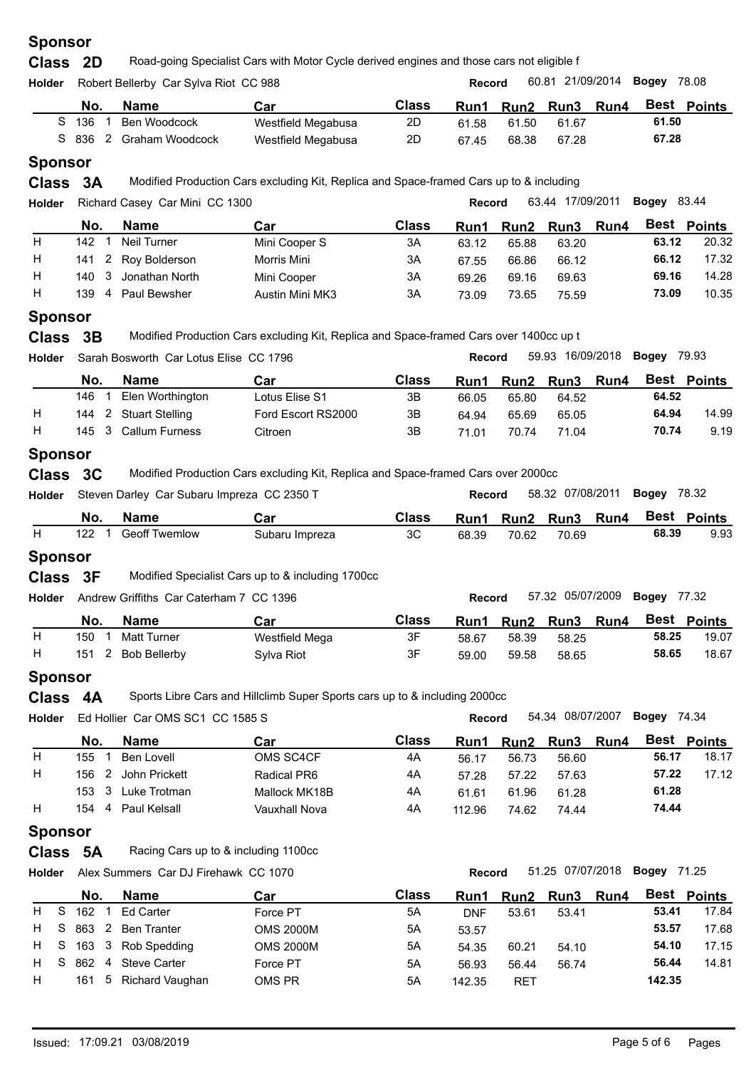**Sponsor**

## Class 2D

Road-going Specialist Cars with Motor Cycle derived engines and those cars not eligible f

**Holder** Robert Bellerby Car Sylva Riot CC 988 — **Record** 60.81 21/09/2014 **Bogey** 78.08

| | | No. | | Name | Car | Class | Run1 | Run2 | Run3 | Run4 | Best | Points |
|---|---|---|---|---|---|---|---|---|---|---|---|---|
| | S | 136 | 1 | Ben Woodcock | Westfield Megabusa | 2D | 61.58 | 61.50 | 61.67 | | 61.50 | |
| | S | 836 | 2 | Graham Woodcock | Westfield Megabusa | 2D | 67.45 | 68.38 | 67.28 | | 67.28 | |

**Sponsor**

## Class 3A

Modified Production Cars excluding Kit, Replica and Space-framed Cars up to & including

**Holder** Richard Casey Car Mini CC 1300 — **Record** 63.44 17/09/2011 **Bogey** 83.44

| | | No. | | Name | Car | Class | Run1 | Run2 | Run3 | Run4 | Best | Points |
|---|---|---|---|---|---|---|---|---|---|---|---|---|
| H | | 142 | 1 | Neil Turner | Mini Cooper S | 3A | 63.12 | 65.88 | 63.20 | | 63.12 | 20.32 |
| H | | 141 | 2 | Roy Bolderson | Morris Mini | 3A | 67.55 | 66.86 | 66.12 | | 66.12 | 17.32 |
| H | | 140 | 3 | Jonathan North | Mini Cooper | 3A | 69.26 | 69.16 | 69.63 | | 69.16 | 14.28 |
| H | | 139 | 4 | Paul Bewsher | Austin Mini MK3 | 3A | 73.09 | 73.65 | 75.59 | | 73.09 | 10.35 |

**Sponsor**

## Class 3B

Modified Production Cars excluding Kit, Replica and Space-framed Cars over 1400cc up t

**Holder** Sarah Bosworth Car Lotus Elise CC 1796 — **Record** 59.93 16/09/2018 **Bogey** 79.93

| | | No. | | Name | Car | Class | Run1 | Run2 | Run3 | Run4 | Best | Points |
|---|---|---|---|---|---|---|---|---|---|---|---|---|
| | | 146 | 1 | Elen Worthington | Lotus Elise S1 | 3B | 66.05 | 65.80 | 64.52 | | 64.52 | |
| H | | 144 | 2 | Stuart Stelling | Ford Escort RS2000 | 3B | 64.94 | 65.69 | 65.05 | | 64.94 | 14.99 |
| H | | 145 | 3 | Callum Furness | Citroen | 3B | 71.01 | 70.74 | 71.04 | | 70.74 | 9.19 |

**Sponsor**

## Class 3C

Modified Production Cars excluding Kit, Replica and Space-framed Cars over 2000cc

**Holder** Steven Darley Car Subaru Impreza CC 2350 T — **Record** 58.32 07/08/2011 **Bogey** 78.32

| | | No. | | Name | Car | Class | Run1 | Run2 | Run3 | Run4 | Best | Points |
|---|---|---|---|---|---|---|---|---|---|---|---|---|
| H | | 122 | 1 | Geoff Twemlow | Subaru Impreza | 3C | 68.39 | 70.62 | 70.69 | | 68.39 | 9.93 |

**Sponsor**

## Class 3F

Modified Specialist Cars up to & including 1700cc

**Holder** Andrew Griffiths Car Caterham 7 CC 1396 — **Record** 57.32 05/07/2009 **Bogey** 77.32

| | | No. | | Name | Car | Class | Run1 | Run2 | Run3 | Run4 | Best | Points |
|---|---|---|---|---|---|---|---|---|---|---|---|---|
| H | | 150 | 1 | Matt Turner | Westfield Mega | 3F | 58.67 | 58.39 | 58.25 | | 58.25 | 19.07 |
| H | | 151 | 2 | Bob Bellerby | Sylva Riot | 3F | 59.00 | 59.58 | 58.65 | | 58.65 | 18.67 |

**Sponsor**

## Class 4A

Sports Libre Cars and Hillclimb Super Sports cars up to & including 2000cc

**Holder** Ed Hollier Car OMS SC1 CC 1585 S — **Record** 54.34 08/07/2007 **Bogey** 74.34

| | | No. | | Name | Car | Class | Run1 | Run2 | Run3 | Run4 | Best | Points |
|---|---|---|---|---|---|---|---|---|---|---|---|---|
| H | | 155 | 1 | Ben Lovell | OMS SC4CF | 4A | 56.17 | 56.73 | 56.60 | | 56.17 | 18.17 |
| H | | 156 | 2 | John Prickett | Radical PR6 | 4A | 57.28 | 57.22 | 57.63 | | 57.22 | 17.12 |
| | | 153 | 3 | Luke Trotman | Mallock MK18B | 4A | 61.61 | 61.96 | 61.28 | | 61.28 | |
| H | | 154 | 4 | Paul Kelsall | Vauxhall Nova | 4A | 112.96 | 74.62 | 74.44 | | 74.44 | |

**Sponsor**

## Class 5A

Racing Cars up to & including 1100cc

**Holder** Alex Summers Car DJ Firehawk CC 1070 — **Record** 51.25 07/07/2018 **Bogey** 71.25

| | | No. | | Name | Car | Class | Run1 | Run2 | Run3 | Run4 | Best | Points |
|---|---|---|---|---|---|---|---|---|---|---|---|---|
| H | S | 162 | 1 | Ed Carter | Force PT | 5A | DNF | 53.61 | 53.41 | | 53.41 | 17.84 |
| H | S | 863 | 2 | Ben Tranter | OMS 2000M | 5A | 53.57 | | | | 53.57 | 17.68 |
| H | S | 163 | 3 | Rob Spedding | OMS 2000M | 5A | 54.35 | 60.21 | 54.10 | | 54.10 | 17.15 |
| H | S | 862 | 4 | Steve Carter | Force PT | 5A | 56.93 | 56.44 | 56.74 | | 56.44 | 14.81 |
| H | | 161 | 5 | Richard Vaughan | OMS PR | 5A | 142.35 | RET | | | 142.35 | |

Issued: 17:09.21 03/08/2019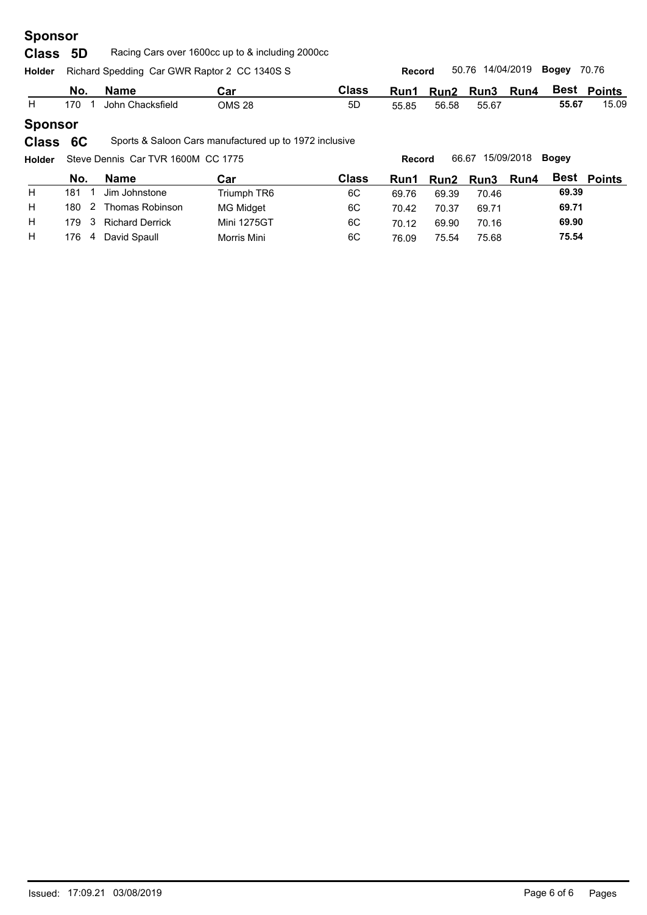**Sponsor**

**Class 5D** Racing Cars over 1600cc up to & including 2000cc

**Holder** Richard Spedding Car GWR Raptor 2 CC 1340S S **Record** 50.76 14/04/2019 **Bogey** 70.76

| | No. | | Name | Car | Class | Run1 | Run2 | Run3 | Run4 | Best | Points |
|---|---|---|---|---|---|---|---|---|---|---|---|
| H | 170 | 1 | John Chacksfield | OMS 28 | 5D | 55.85 | 56.58 | 55.67 | | **55.67** | 15.09 |

**Sponsor**

**Class 6C** Sports & Saloon Cars manufactured up to 1972 inclusive

**Holder** Steve Dennis Car TVR 1600M CC 1775 **Record** 66.67 15/09/2018 **Bogey**

| | No. | | Name | Car | Class | Run1 | Run2 | Run3 | Run4 | Best | Points |
|---|---|---|---|---|---|---|---|---|---|---|---|
| H | 181 | 1 | Jim Johnstone | Triumph TR6 | 6C | 69.76 | 69.39 | 70.46 | | **69.39** | |
| H | 180 | 2 | Thomas Robinson | MG Midget | 6C | 70.42 | 70.37 | 69.71 | | **69.71** | |
| H | 179 | 3 | Richard Derrick | Mini 1275GT | 6C | 70.12 | 69.90 | 70.16 | | **69.90** | |
| H | 176 | 4 | David Spaull | Morris Mini | 6C | 76.09 | 75.54 | 75.68 | | **75.54** | |

Issued: 17:09.21 03/08/2019